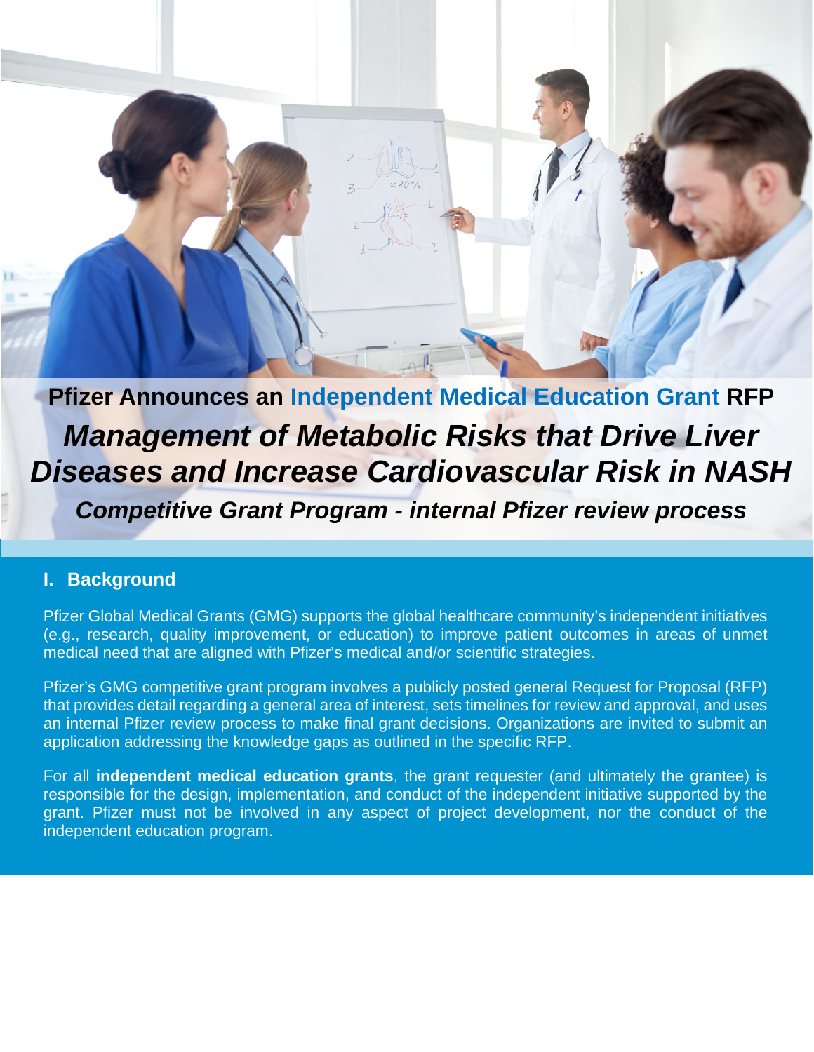**Pfizer Announces an Independent Medical Education Grant RFP**

# *Management of Metabolic Risks that Drive Liver Diseases and Increase Cardiovascular Risk in NASH*

### *Competitive Grant Program - internal Pfizer review process*

## I. Background

Pfizer Global Medical Grants (GMG) supports the global healthcare community's independent initiatives (e.g., research, quality improvement, or education) to improve patient outcomes in areas of unmet medical need that are aligned with Pfizer's medical and/or scientific strategies.

Pfizer's GMG competitive grant program involves a publicly posted general Request for Proposal (RFP) that provides detail regarding a general area of interest, sets timelines for review and approval, and uses an internal Pfizer review process to make final grant decisions. Organizations are invited to submit an application addressing the knowledge gaps as outlined in the specific RFP.

For all **independent medical education grants**, the grant requester (and ultimately the grantee) is responsible for the design, implementation, and conduct of the independent initiative supported by the grant. Pfizer must not be involved in any aspect of project development, nor the conduct of the independent education program.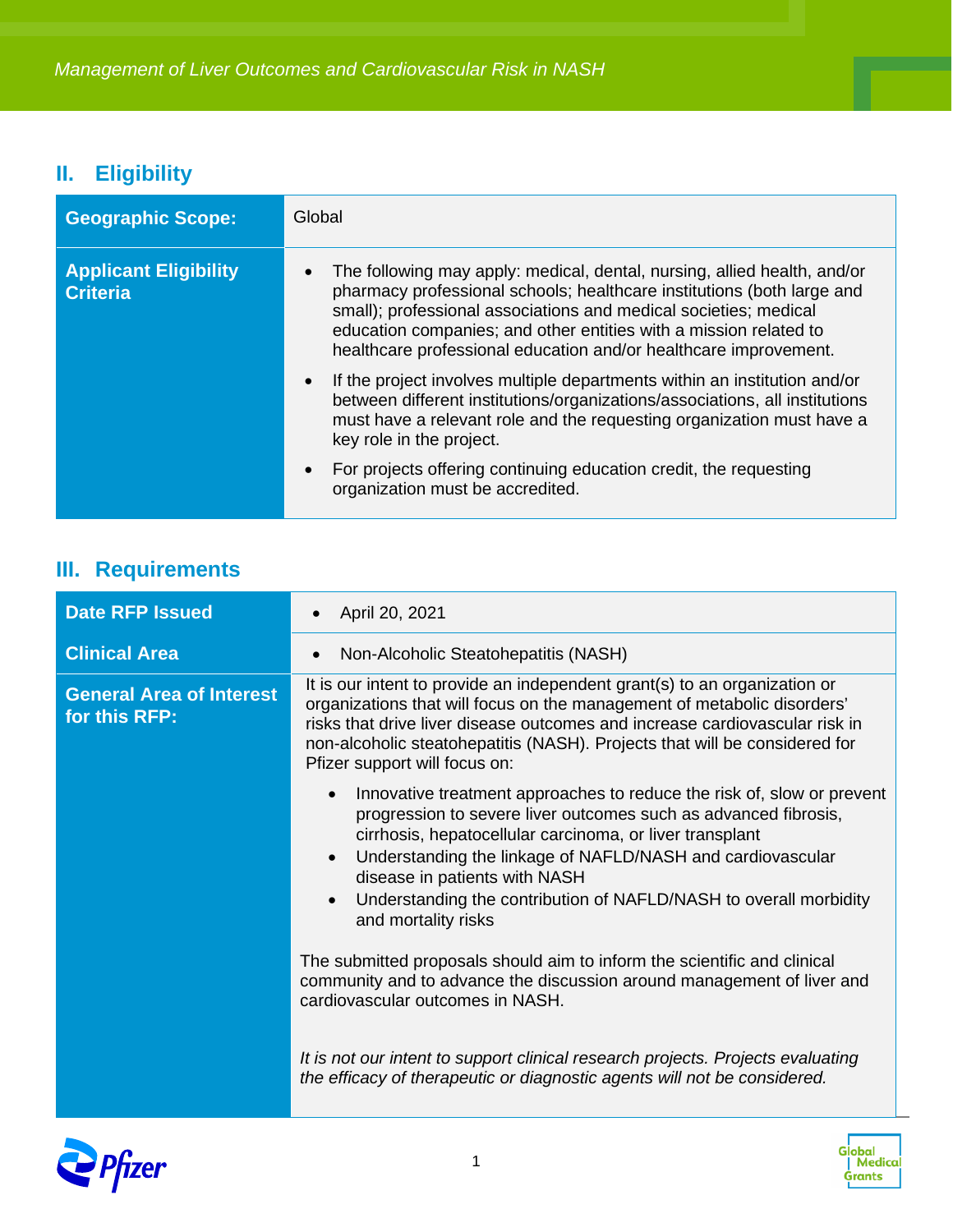## II. Eligibility

| | |
|---|---|
| **Geographic Scope:** | Global |
| **Applicant Eligibility Criteria** | • The following may apply: medical, dental, nursing, allied health, and/or pharmacy professional schools; healthcare institutions (both large and small); professional associations and medical societies; medical education companies; and other entities with a mission related to healthcare professional education and/or healthcare improvement.<br>• If the project involves multiple departments within an institution and/or between different institutions/organizations/associations, all institutions must have a relevant role and the requesting organization must have a key role in the project.<br>• For projects offering continuing education credit, the requesting organization must be accredited. |

## III. Requirements

| | |
|---|---|
| **Date RFP Issued** | • April 20, 2021 |
| **Clinical Area** | • Non-Alcoholic Steatohepatitis (NASH) |
| **General Area of Interest for this RFP:** | It is our intent to provide an independent grant(s) to an organization or organizations that will focus on the management of metabolic disorders' risks that drive liver disease outcomes and increase cardiovascular risk in non-alcoholic steatohepatitis (NASH). Projects that will be considered for Pfizer support will focus on:<br>• Innovative treatment approaches to reduce the risk of, slow or prevent progression to severe liver outcomes such as advanced fibrosis, cirrhosis, hepatocellular carcinoma, or liver transplant<br>• Understanding the linkage of NAFLD/NASH and cardiovascular disease in patients with NASH<br>• Understanding the contribution of NAFLD/NASH to overall morbidity and mortality risks<br><br>The submitted proposals should aim to inform the scientific and clinical community and to advance the discussion around management of liver and cardiovascular outcomes in NASH.<br><br>*It is not our intent to support clinical research projects. Projects evaluating the efficacy of therapeutic or diagnostic agents will not be considered.* |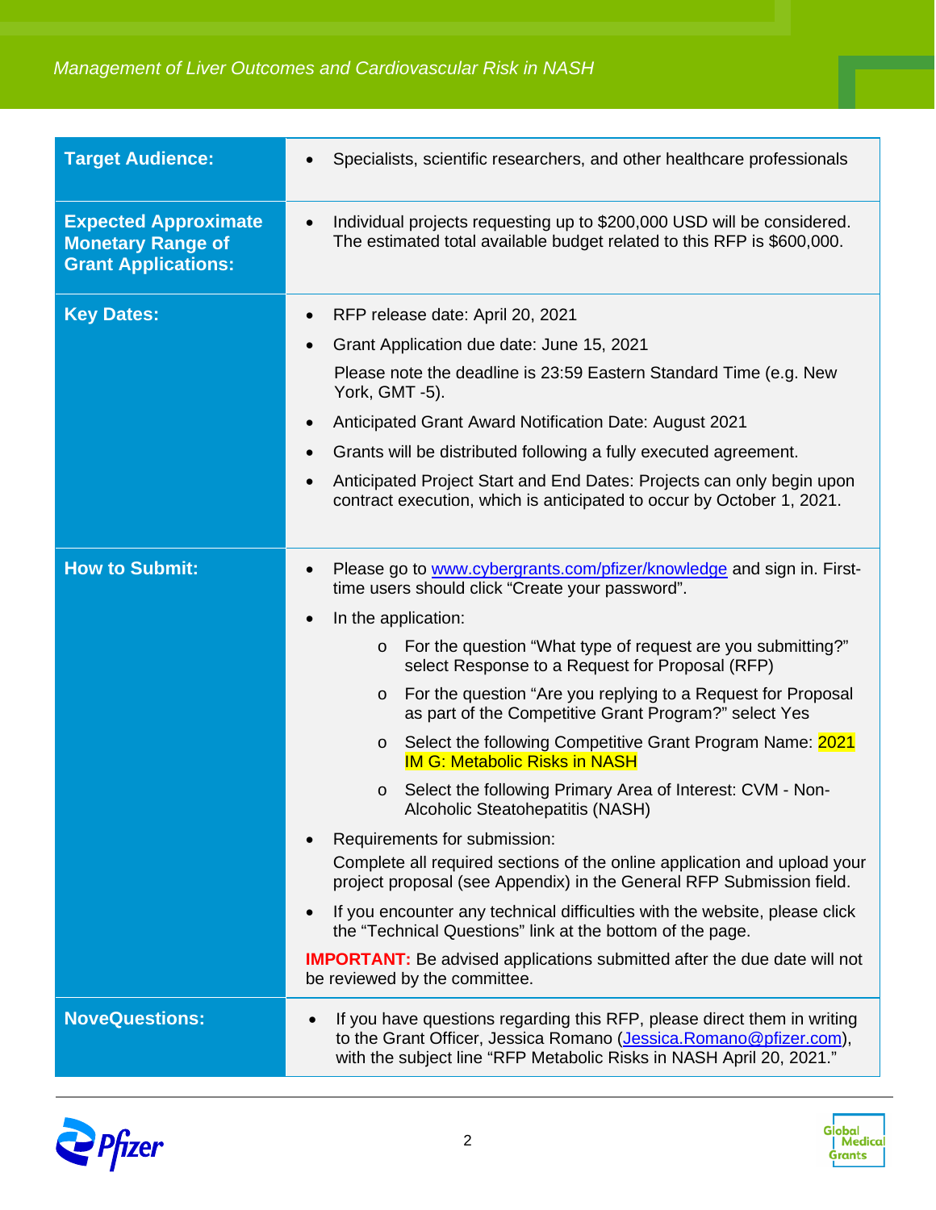| | |
|---|---|
| **Target Audience:** | • Specialists, scientific researchers, and other healthcare professionals |
| **Expected Approximate Monetary Range of Grant Applications:** | • Individual projects requesting up to $200,000 USD will be considered. The estimated total available budget related to this RFP is $600,000. |
| **Key Dates:** | • RFP release date: April 20, 2021<br>• Grant Application due date: June 15, 2021<br>Please note the deadline is 23:59 Eastern Standard Time (e.g. New York, GMT -5).<br>• Anticipated Grant Award Notification Date: August 2021<br>• Grants will be distributed following a fully executed agreement.<br>• Anticipated Project Start and End Dates: Projects can only begin upon contract execution, which is anticipated to occur by October 1, 2021. |
| **How to Submit:** | • Please go to www.cybergrants.com/pfizer/knowledge and sign in. First-time users should click "Create your password".<br>• In the application:<br>&nbsp;&nbsp;o For the question "What type of request are you submitting?" select Response to a Request for Proposal (RFP)<br>&nbsp;&nbsp;o For the question "Are you replying to a Request for Proposal as part of the Competitive Grant Program?" select Yes<br>&nbsp;&nbsp;o Select the following Competitive Grant Program Name: 2021 IM G: Metabolic Risks in NASH<br>&nbsp;&nbsp;o Select the following Primary Area of Interest: CVM - Non-Alcoholic Steatohepatitis (NASH)<br>• Requirements for submission:<br>Complete all required sections of the online application and upload your project proposal (see Appendix) in the General RFP Submission field.<br>• If you encounter any technical difficulties with the website, please click the "Technical Questions" link at the bottom of the page.<br>**IMPORTANT:** Be advised applications submitted after the due date will not be reviewed by the committee. |
| **NoveQuestions:** | • If you have questions regarding this RFP, please direct them in writing to the Grant Officer, Jessica Romano (Jessica.Romano@pfizer.com), with the subject line "RFP Metabolic Risks in NASH April 20, 2021." |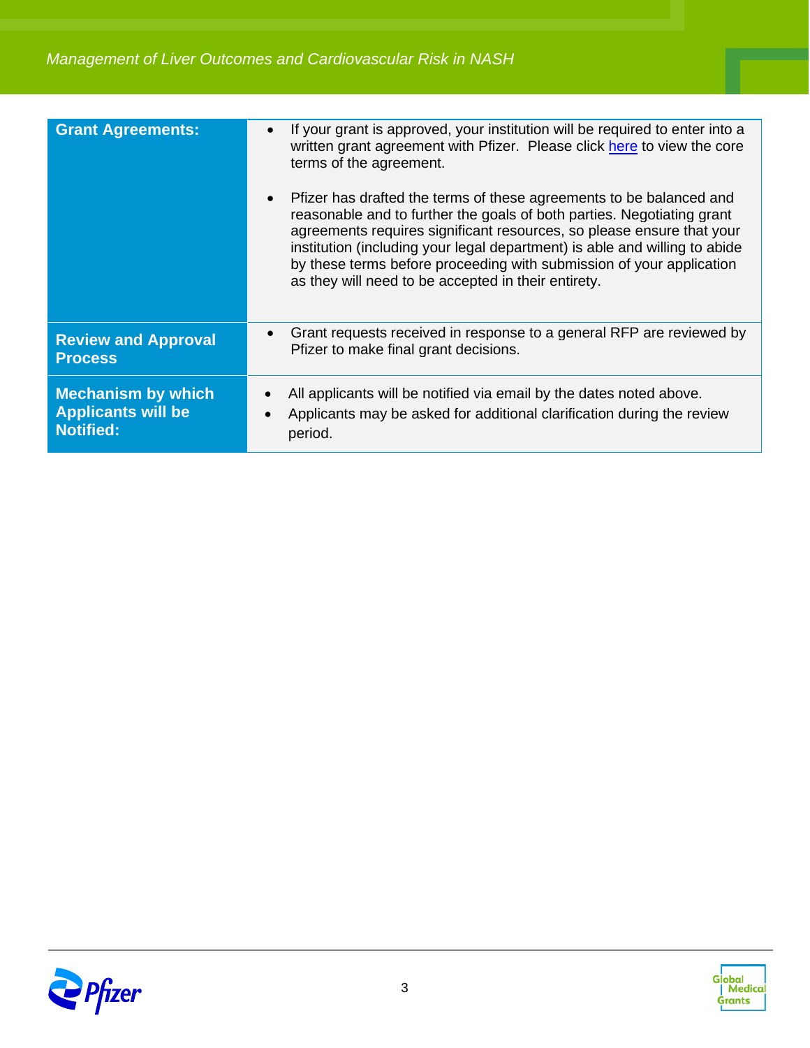| | |
|---|---|
| **Grant Agreements:** | • If your grant is approved, your institution will be required to enter into a written grant agreement with Pfizer. Please click here to view the core terms of the agreement.<br><br>• Pfizer has drafted the terms of these agreements to be balanced and reasonable and to further the goals of both parties. Negotiating grant agreements requires significant resources, so please ensure that your institution (including your legal department) is able and willing to abide by these terms before proceeding with submission of your application as they will need to be accepted in their entirety. |
| **Review and Approval Process** | • Grant requests received in response to a general RFP are reviewed by Pfizer to make final grant decisions. |
| **Mechanism by which Applicants will be Notified:** | • All applicants will be notified via email by the dates noted above.<br>• Applicants may be asked for additional clarification during the review period. |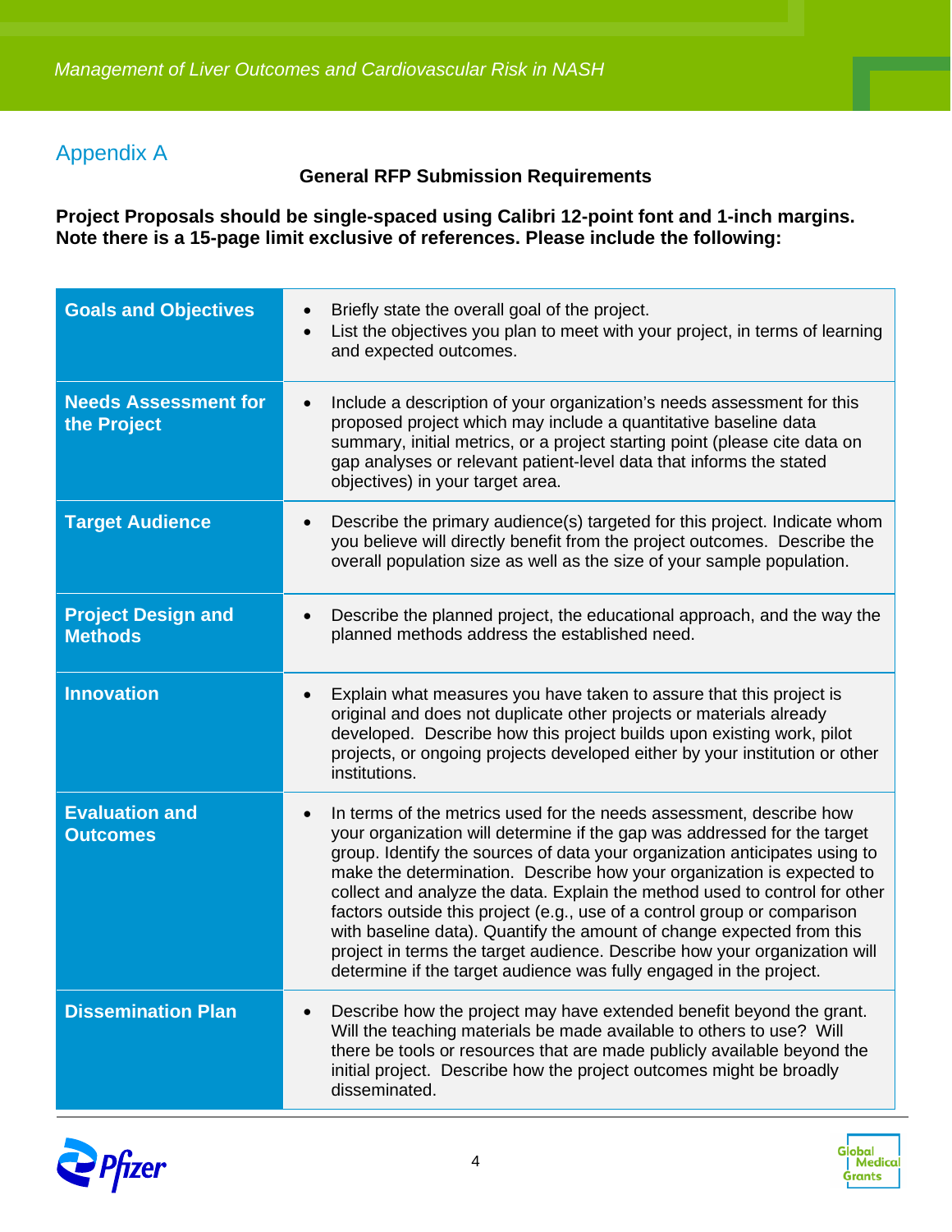## Appendix A

**General RFP Submission Requirements**

**Project Proposals should be single-spaced using Calibri 12-point font and 1-inch margins. Note there is a 15-page limit exclusive of references. Please include the following:**

| | |
|---|---|
| **Goals and Objectives** | • Briefly state the overall goal of the project.<br>• List the objectives you plan to meet with your project, in terms of learning and expected outcomes. |
| **Needs Assessment for the Project** | • Include a description of your organization's needs assessment for this proposed project which may include a quantitative baseline data summary, initial metrics, or a project starting point (please cite data on gap analyses or relevant patient-level data that informs the stated objectives) in your target area. |
| **Target Audience** | • Describe the primary audience(s) targeted for this project. Indicate whom you believe will directly benefit from the project outcomes. Describe the overall population size as well as the size of your sample population. |
| **Project Design and Methods** | • Describe the planned project, the educational approach, and the way the planned methods address the established need. |
| **Innovation** | • Explain what measures you have taken to assure that this project is original and does not duplicate other projects or materials already developed. Describe how this project builds upon existing work, pilot projects, or ongoing projects developed either by your institution or other institutions. |
| **Evaluation and Outcomes** | • In terms of the metrics used for the needs assessment, describe how your organization will determine if the gap was addressed for the target group. Identify the sources of data your organization anticipates using to make the determination. Describe how your organization is expected to collect and analyze the data. Explain the method used to control for other factors outside this project (e.g., use of a control group or comparison with baseline data). Quantify the amount of change expected from this project in terms the target audience. Describe how your organization will determine if the target audience was fully engaged in the project. |
| **Dissemination Plan** | • Describe how the project may have extended benefit beyond the grant. Will the teaching materials be made available to others to use? Will there be tools or resources that are made publicly available beyond the initial project. Describe how the project outcomes might be broadly disseminated. |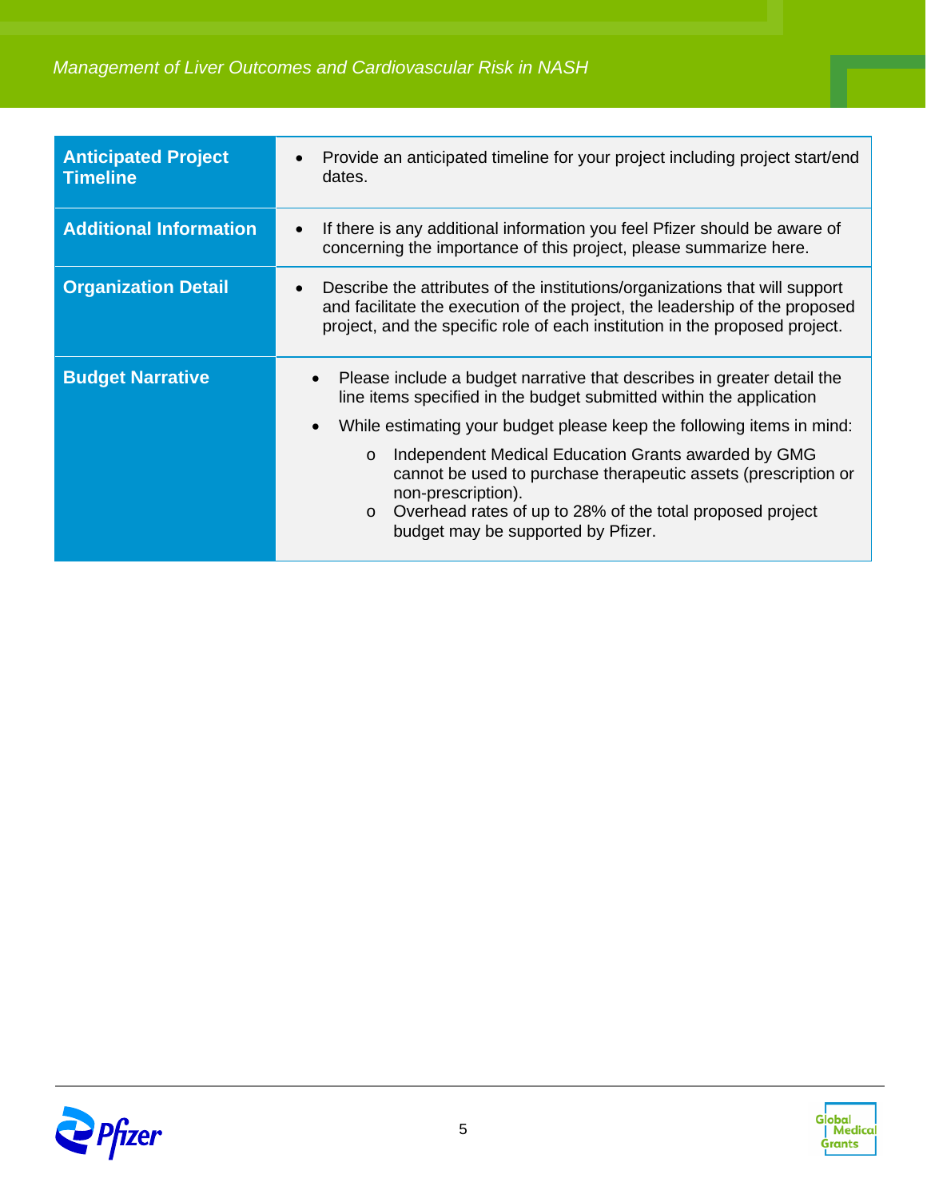| | |
|---|---|
| **Anticipated Project Timeline** | • Provide an anticipated timeline for your project including project start/end dates. |
| **Additional Information** | • If there is any additional information you feel Pfizer should be aware of concerning the importance of this project, please summarize here. |
| **Organization Detail** | • Describe the attributes of the institutions/organizations that will support and facilitate the execution of the project, the leadership of the proposed project, and the specific role of each institution in the proposed project. |
| **Budget Narrative** | • Please include a budget narrative that describes in greater detail the line items specified in the budget submitted within the application<br>• While estimating your budget please keep the following items in mind:<br>  o Independent Medical Education Grants awarded by GMG cannot be used to purchase therapeutic assets (prescription or non-prescription).<br>  o Overhead rates of up to 28% of the total proposed project budget may be supported by Pfizer. |